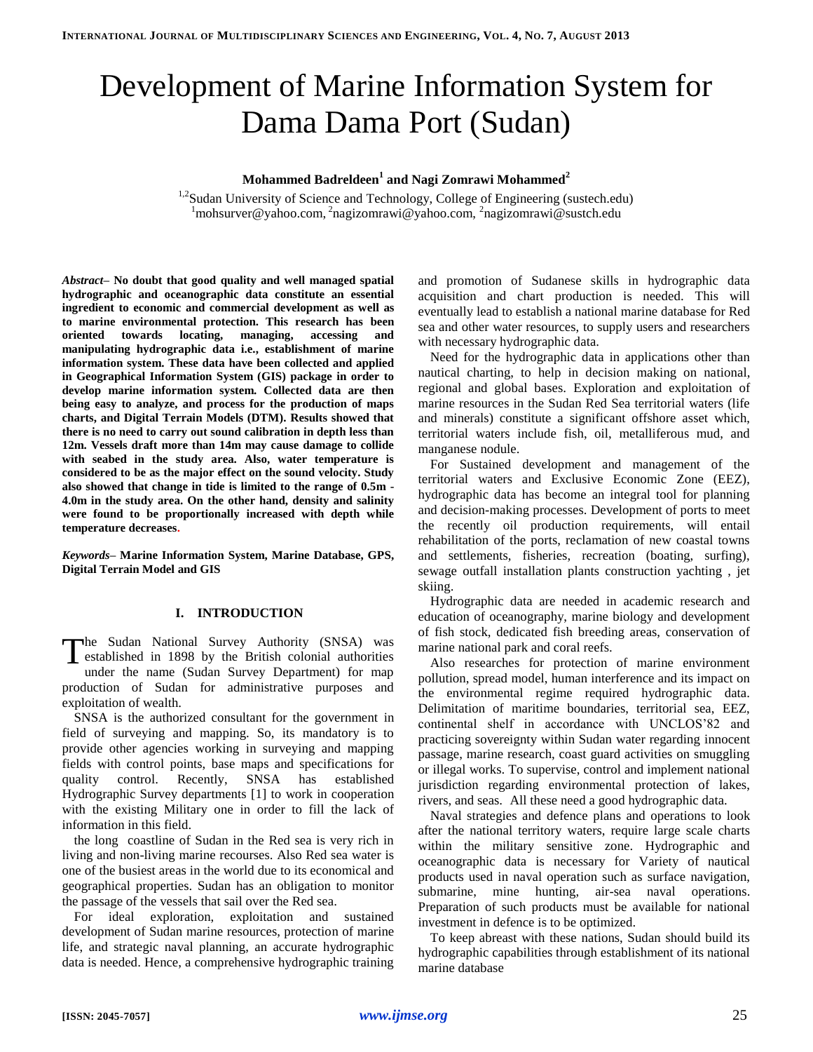# Development of Marine Information System for Dama Dama Port (Sudan)

**Mohammed Badreldeen[1] and Nagi Zomrawi Mohammed[2]**

[1,2]Sudan University of Science and Technology, College of Engineering (sustech.edu)
[1]mohsurver@yahoo.com, [2]nagizomrawi@yahoo.com, [2]nagizomrawi@sustch.edu

***Abstract*– No doubt that good quality and well managed spatial hydrographic and oceanographic data constitute an essential ingredient to economic and commercial development as well as to marine environmental protection. This research has been oriented towards locating, managing, accessing and manipulating hydrographic data i.e., establishment of marine information system. These data have been collected and applied in Geographical Information System (GIS) package in order to develop marine information system. Collected data are then being easy to analyze, and process for the production of maps charts, and Digital Terrain Models (DTM). Results showed that there is no need to carry out sound calibration in depth less than 12m. Vessels draft more than 14m may cause damage to collide with seabed in the study area. Also, water temperature is considered to be as the major effect on the sound velocity. Study also showed that change in tide is limited to the range of 0.5m - 4.0m in the study area. On the other hand, density and salinity were found to be proportionally increased with depth while temperature decreases.**

***Keywords*– Marine Information System, Marine Database, GPS, Digital Terrain Model and GIS**

## I. INTRODUCTION

The Sudan National Survey Authority (SNSA) was established in 1898 by the British colonial authorities under the name (Sudan Survey Department) for map production of Sudan for administrative purposes and exploitation of wealth.

SNSA is the authorized consultant for the government in field of surveying and mapping. So, its mandatory is to provide other agencies working in surveying and mapping fields with control points, base maps and specifications for quality control. Recently, SNSA has established Hydrographic Survey departments [1] to work in cooperation with the existing Military one in order to fill the lack of information in this field.

the long coastline of Sudan in the Red sea is very rich in living and non-living marine recourses. Also Red sea water is one of the busiest areas in the world due to its economical and geographical properties. Sudan has an obligation to monitor the passage of the vessels that sail over the Red sea.

For ideal exploration, exploitation and sustained development of Sudan marine resources, protection of marine life, and strategic naval planning, an accurate hydrographic data is needed. Hence, a comprehensive hydrographic training and promotion of Sudanese skills in hydrographic data acquisition and chart production is needed. This will eventually lead to establish a national marine database for Red sea and other water resources, to supply users and researchers with necessary hydrographic data.

Need for the hydrographic data in applications other than nautical charting, to help in decision making on national, regional and global bases. Exploration and exploitation of marine resources in the Sudan Red Sea territorial waters (life and minerals) constitute a significant offshore asset which, territorial waters include fish, oil, metalliferous mud, and manganese nodule.

For Sustained development and management of the territorial waters and Exclusive Economic Zone (EEZ), hydrographic data has become an integral tool for planning and decision-making processes. Development of ports to meet the recently oil production requirements, will entail rehabilitation of the ports, reclamation of new coastal towns and settlements, fisheries, recreation (boating, surfing), sewage outfall installation plants construction yachting , jet skiing.

Hydrographic data are needed in academic research and education of oceanography, marine biology and development of fish stock, dedicated fish breeding areas, conservation of marine national park and coral reefs.

Also researches for protection of marine environment pollution, spread model, human interference and its impact on the environmental regime required hydrographic data. Delimitation of maritime boundaries, territorial sea, EEZ, continental shelf in accordance with UNCLOS'82 and practicing sovereignty within Sudan water regarding innocent passage, marine research, coast guard activities on smuggling or illegal works. To supervise, control and implement national jurisdiction regarding environmental protection of lakes, rivers, and seas. All these need a good hydrographic data.

Naval strategies and defence plans and operations to look after the national territory waters, require large scale charts within the military sensitive zone. Hydrographic and oceanographic data is necessary for Variety of nautical products used in naval operation such as surface navigation, submarine, mine hunting, air-sea naval operations. Preparation of such products must be available for national investment in defence is to be optimized.

To keep abreast with these nations, Sudan should build its hydrographic capabilities through establishment of its national marine database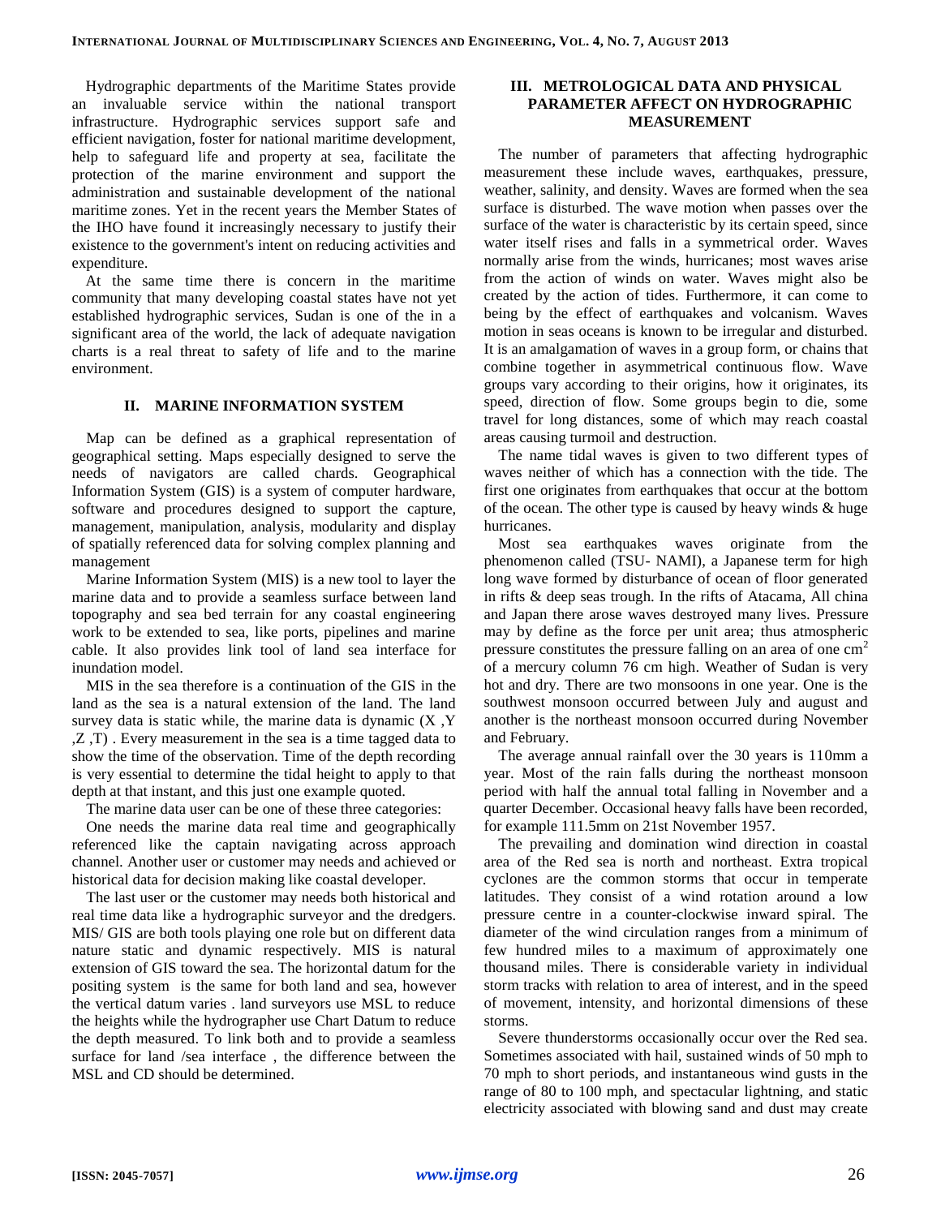Hydrographic departments of the Maritime States provide an invaluable service within the national transport infrastructure. Hydrographic services support safe and efficient navigation, foster for national maritime development, help to safeguard life and property at sea, facilitate the protection of the marine environment and support the administration and sustainable development of the national maritime zones. Yet in the recent years the Member States of the IHO have found it increasingly necessary to justify their existence to the government's intent on reducing activities and expenditure.

At the same time there is concern in the maritime community that many developing coastal states have not yet established hydrographic services, Sudan is one of the in a significant area of the world, the lack of adequate navigation charts is a real threat to safety of life and to the marine environment.

## II. MARINE INFORMATION SYSTEM

Map can be defined as a graphical representation of geographical setting. Maps especially designed to serve the needs of navigators are called chards. Geographical Information System (GIS) is a system of computer hardware, software and procedures designed to support the capture, management, manipulation, analysis, modularity and display of spatially referenced data for solving complex planning and management

Marine Information System (MIS) is a new tool to layer the marine data and to provide a seamless surface between land topography and sea bed terrain for any coastal engineering work to be extended to sea, like ports, pipelines and marine cable. It also provides link tool of land sea interface for inundation model.

MIS in the sea therefore is a continuation of the GIS in the land as the sea is a natural extension of the land. The land survey data is static while, the marine data is dynamic (X ,Y ,Z ,T) . Every measurement in the sea is a time tagged data to show the time of the observation. Time of the depth recording is very essential to determine the tidal height to apply to that depth at that instant, and this just one example quoted.

The marine data user can be one of these three categories:

One needs the marine data real time and geographically referenced like the captain navigating across approach channel. Another user or customer may needs and achieved or historical data for decision making like coastal developer.

The last user or the customer may needs both historical and real time data like a hydrographic surveyor and the dredgers. MIS/ GIS are both tools playing one role but on different data nature static and dynamic respectively. MIS is natural extension of GIS toward the sea. The horizontal datum for the positing system is the same for both land and sea, however the vertical datum varies . land surveyors use MSL to reduce the heights while the hydrographer use Chart Datum to reduce the depth measured. To link both and to provide a seamless surface for land /sea interface , the difference between the MSL and CD should be determined.

## III. METROLOGICAL DATA AND PHYSICAL PARAMETER AFFECT ON HYDROGRAPHIC MEASUREMENT

The number of parameters that affecting hydrographic measurement these include waves, earthquakes, pressure, weather, salinity, and density. Waves are formed when the sea surface is disturbed. The wave motion when passes over the surface of the water is characteristic by its certain speed, since water itself rises and falls in a symmetrical order. Waves normally arise from the winds, hurricanes; most waves arise from the action of winds on water. Waves might also be created by the action of tides. Furthermore, it can come to being by the effect of earthquakes and volcanism. Waves motion in seas oceans is known to be irregular and disturbed. It is an amalgamation of waves in a group form, or chains that combine together in asymmetrical continuous flow. Wave groups vary according to their origins, how it originates, its speed, direction of flow. Some groups begin to die, some travel for long distances, some of which may reach coastal areas causing turmoil and destruction.

The name tidal waves is given to two different types of waves neither of which has a connection with the tide. The first one originates from earthquakes that occur at the bottom of the ocean. The other type is caused by heavy winds & huge hurricanes.

Most sea earthquakes waves originate from the phenomenon called (TSU- NAMI), a Japanese term for high long wave formed by disturbance of ocean of floor generated in rifts & deep seas trough. In the rifts of Atacama, All china and Japan there arose waves destroyed many lives. Pressure may by define as the force per unit area; thus atmospheric pressure constitutes the pressure falling on an area of one $cm^2$ of a mercury column 76 cm high. Weather of Sudan is very hot and dry. There are two monsoons in one year. One is the southwest monsoon occurred between July and august and another is the northeast monsoon occurred during November and February.

The average annual rainfall over the 30 years is 110mm a year. Most of the rain falls during the northeast monsoon period with half the annual total falling in November and a quarter December. Occasional heavy falls have been recorded, for example 111.5mm on 21st November 1957.

The prevailing and domination wind direction in coastal area of the Red sea is north and northeast. Extra tropical cyclones are the common storms that occur in temperate latitudes. They consist of a wind rotation around a low pressure centre in a counter-clockwise inward spiral. The diameter of the wind circulation ranges from a minimum of few hundred miles to a maximum of approximately one thousand miles. There is considerable variety in individual storm tracks with relation to area of interest, and in the speed of movement, intensity, and horizontal dimensions of these storms.

Severe thunderstorms occasionally occur over the Red sea. Sometimes associated with hail, sustained winds of 50 mph to 70 mph to short periods, and instantaneous wind gusts in the range of 80 to 100 mph, and spectacular lightning, and static electricity associated with blowing sand and dust may create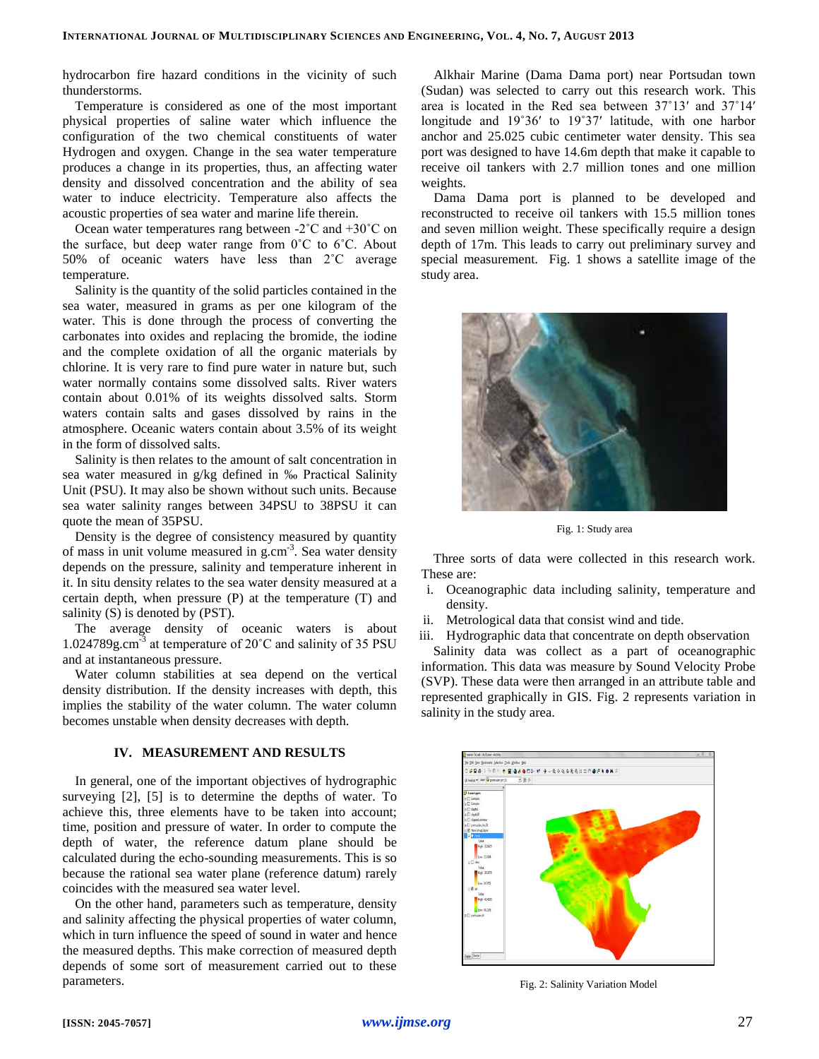hydrocarbon fire hazard conditions in the vicinity of such thunderstorms.

Temperature is considered as one of the most important physical properties of saline water which influence the configuration of the two chemical constituents of water Hydrogen and oxygen. Change in the sea water temperature produces a change in its properties, thus, an affecting water density and dissolved concentration and the ability of sea water to induce electricity. Temperature also affects the acoustic properties of sea water and marine life therein.

Ocean water temperatures rang between -2˚C and +30˚C on the surface, but deep water range from 0˚C to 6˚C. About 50% of oceanic waters have less than 2˚C average temperature.

Salinity is the quantity of the solid particles contained in the sea water, measured in grams as per one kilogram of the water. This is done through the process of converting the carbonates into oxides and replacing the bromide, the iodine and the complete oxidation of all the organic materials by chlorine. It is very rare to find pure water in nature but, such water normally contains some dissolved salts. River waters contain about 0.01% of its weights dissolved salts. Storm waters contain salts and gases dissolved by rains in the atmosphere. Oceanic waters contain about 3.5% of its weight in the form of dissolved salts.

Salinity is then relates to the amount of salt concentration in sea water measured in g/kg defined in ‰ Practical Salinity Unit (PSU). It may also be shown without such units. Because sea water salinity ranges between 34PSU to 38PSU it can quote the mean of 35PSU.

Density is the degree of consistency measured by quantity of mass in unit volume measured in $g.cm^{-3}$. Sea water density depends on the pressure, salinity and temperature inherent in it. In situ density relates to the sea water density measured at a certain depth, when pressure (P) at the temperature (T) and salinity (S) is denoted by (PST).

The average density of oceanic waters is about $1.024789g.cm^{-3}$ at temperature of 20˚C and salinity of 35 PSU and at instantaneous pressure.

Water column stabilities at sea depend on the vertical density distribution. If the density increases with depth, this implies the stability of the water column. The water column becomes unstable when density decreases with depth.

## IV. MEASUREMENT AND RESULTS

In general, one of the important objectives of hydrographic surveying [2], [5] is to determine the depths of water. To achieve this, three elements have to be taken into account; time, position and pressure of water. In order to compute the depth of water, the reference datum plane should be calculated during the echo-sounding measurements. This is so because the rational sea water plane (reference datum) rarely coincides with the measured sea water level.

On the other hand, parameters such as temperature, density and salinity affecting the physical properties of water column, which in turn influence the speed of sound in water and hence the measured depths. This make correction of measured depth depends of some sort of measurement carried out to these parameters.

Alkhair Marine (Dama Dama port) near Portsudan town (Sudan) was selected to carry out this research work. This area is located in the Red sea between 37˚13′ and 37˚14′ longitude, and 19˚36′ to 19˚37′ latitude, with one harbor anchor and 25.025 cubic centimeter water density. This sea port was designed to have 14.6m depth that make it capable to receive oil tankers with 2.7 million tones and one million weights.

Dama Dama port is planned to be developed and reconstructed to receive oil tankers with 15.5 million tones and seven million weight. These specifically require a design depth of 17m. This leads to carry out preliminary survey and special measurement. Fig. 1 shows a satellite image of the study area.

Fig. 1: Study area

Three sorts of data were collected in this research work. These are:

i. Oceanographic data including salinity, temperature and density.
ii. Metrological data that consist wind and tide.
iii. Hydrographic data that concentrate on depth observation

Salinity data was collect as a part of oceanographic information. This data was measure by Sound Velocity Probe (SVP). These data were then arranged in an attribute table and represented graphically in GIS. Fig. 2 represents variation in salinity in the study area.

Fig. 2: Salinity Variation Model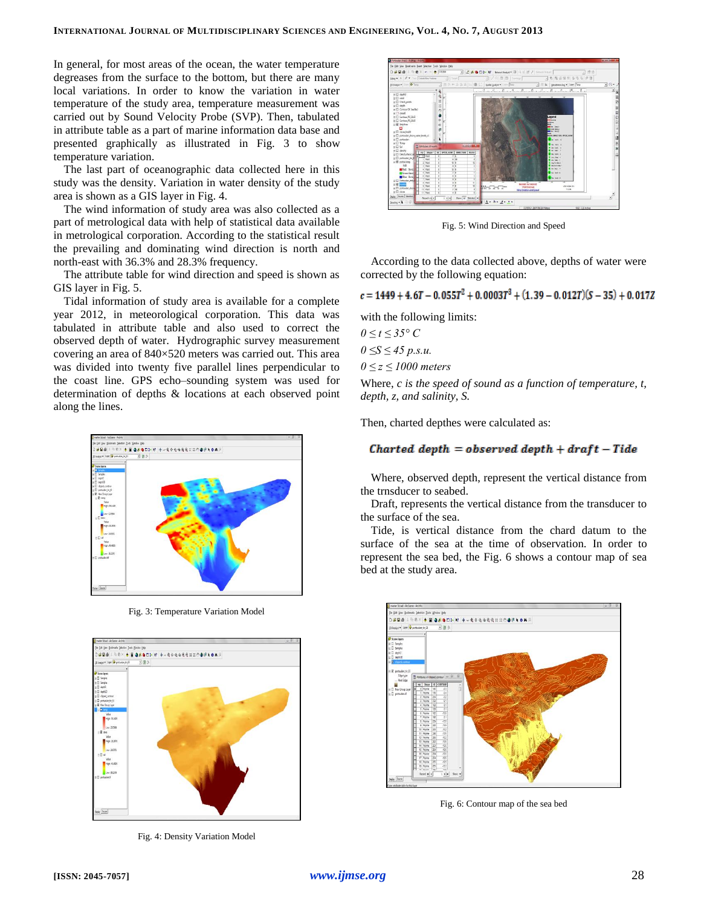In general, for most areas of the ocean, the water temperature degreases from the surface to the bottom, but there are many local variations. In order to know the variation in water temperature of the study area, temperature measurement was carried out by Sound Velocity Probe (SVP). Then, tabulated in attribute table as a part of marine information data base and presented graphically as illustrated in Fig. 3 to show temperature variation.

The last part of oceanographic data collected here in this study was the density. Variation in water density of the study area is shown as a GIS layer in Fig. 4.

The wind information of study area was also collected as a part of metrological data with help of statistical data available in metrological corporation. According to the statistical result the prevailing and dominating wind direction is north and north-east with 36.3% and 28.3% frequency.

The attribute table for wind direction and speed is shown as GIS layer in Fig. 5.

Tidal information of study area is available for a complete year 2012, in meteorological corporation. This data was tabulated in attribute table and also used to correct the observed depth of water. Hydrographic survey measurement covering an area of 840×520 meters was carried out. This area was divided into twenty five parallel lines perpendicular to the coast line. GPS echo–sounding system was used for determination of depths & locations at each observed point along the lines.

Fig. 3: Temperature Variation Model

Fig. 4: Density Variation Model

Fig. 5: Wind Direction and Speed

According to the data collected above, depths of water were corrected by the following equation:

$$c = 1449 + 4.6T - 0.055T^2 + 0.0003T^3 + (1.39 - 0.012T)(S - 35) + 0.017Z$$

with the following limits:

$0 \leq t \leq 35° \ C$

$0 \leq S \leq 45 \ p.s.u.$

$0 \leq z \leq 1000 \ meters$

Where, *c is the speed of sound as a function of temperature, t, depth, z, and salinity, S.*

Then, charted depthes were calculated as:

$$\textit{Charted depth} = \textit{observed depth} + \textit{draft} - \textit{Tide}$$

Where, observed depth, represent the vertical distance from the trnsducer to seabed.

Draft, represents the vertical distance from the transducer to the surface of the sea.

Tide, is vertical distance from the chard datum to the surface of the sea at the time of observation. In order to represent the sea bed, the Fig. 6 shows a contour map of sea bed at the study area.

Fig. 6: Contour map of the sea bed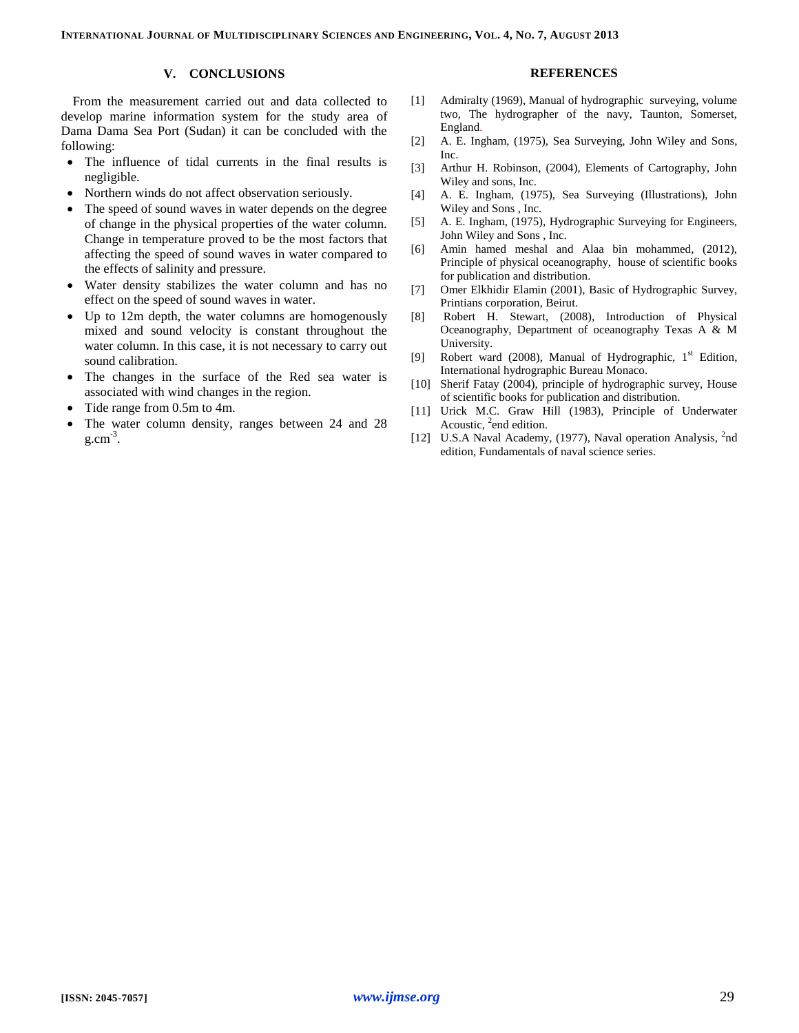## V. CONCLUSIONS

From the measurement carried out and data collected to develop marine information system for the study area of Dama Dama Sea Port (Sudan) it can be concluded with the following:

- The influence of tidal currents in the final results is negligible.
- Northern winds do not affect observation seriously.
- The speed of sound waves in water depends on the degree of change in the physical properties of the water column. Change in temperature proved to be the most factors that affecting the speed of sound waves in water compared to the effects of salinity and pressure.
- Water density stabilizes the water column and has no effect on the speed of sound waves in water.
- Up to 12m depth, the water columns are homogenously mixed and sound velocity is constant throughout the water column. In this case, it is not necessary to carry out sound calibration.
- The changes in the surface of the Red sea water is associated with wind changes in the region.
- Tide range from 0.5m to 4m.
- The water column density, ranges between 24 and 28 $g.cm^{-3}$.

## REFERENCES

[1] Admiralty (1969), Manual of hydrographic surveying, volume two, The hydrographer of the navy, Taunton, Somerset, England.

[2] A. E. Ingham, (1975), Sea Surveying, John Wiley and Sons, Inc.

[3] Arthur H. Robinson, (2004), Elements of Cartography, John Wiley and sons, Inc.

[4] A. E. Ingham, (1975), Sea Surveying (Illustrations), John Wiley and Sons , Inc.

[5] A. E. Ingham, (1975), Hydrographic Surveying for Engineers, John Wiley and Sons , Inc.

[6] Amin hamed meshal and Alaa bin mohammed, (2012), Principle of physical oceanography, house of scientific books for publication and distribution.

[7] Omer Elkhidir Elamin (2001), Basic of Hydrographic Survey, Printians corporation, Beirut.

[8] Robert H. Stewart, (2008), Introduction of Physical Oceanography, Department of oceanography Texas A & M University.

[9] Robert ward (2008), Manual of Hydrographic, 1st Edition, International hydrographic Bureau Monaco.

[10] Sherif Fatay (2004), principle of hydrographic survey, House of scientific books for publication and distribution.

[11] Urick M.C. Graw Hill (1983), Principle of Underwater Acoustic, 2end edition.

[12] U.S.A Naval Academy, (1977), Naval operation Analysis, 2nd edition, Fundamentals of naval science series.